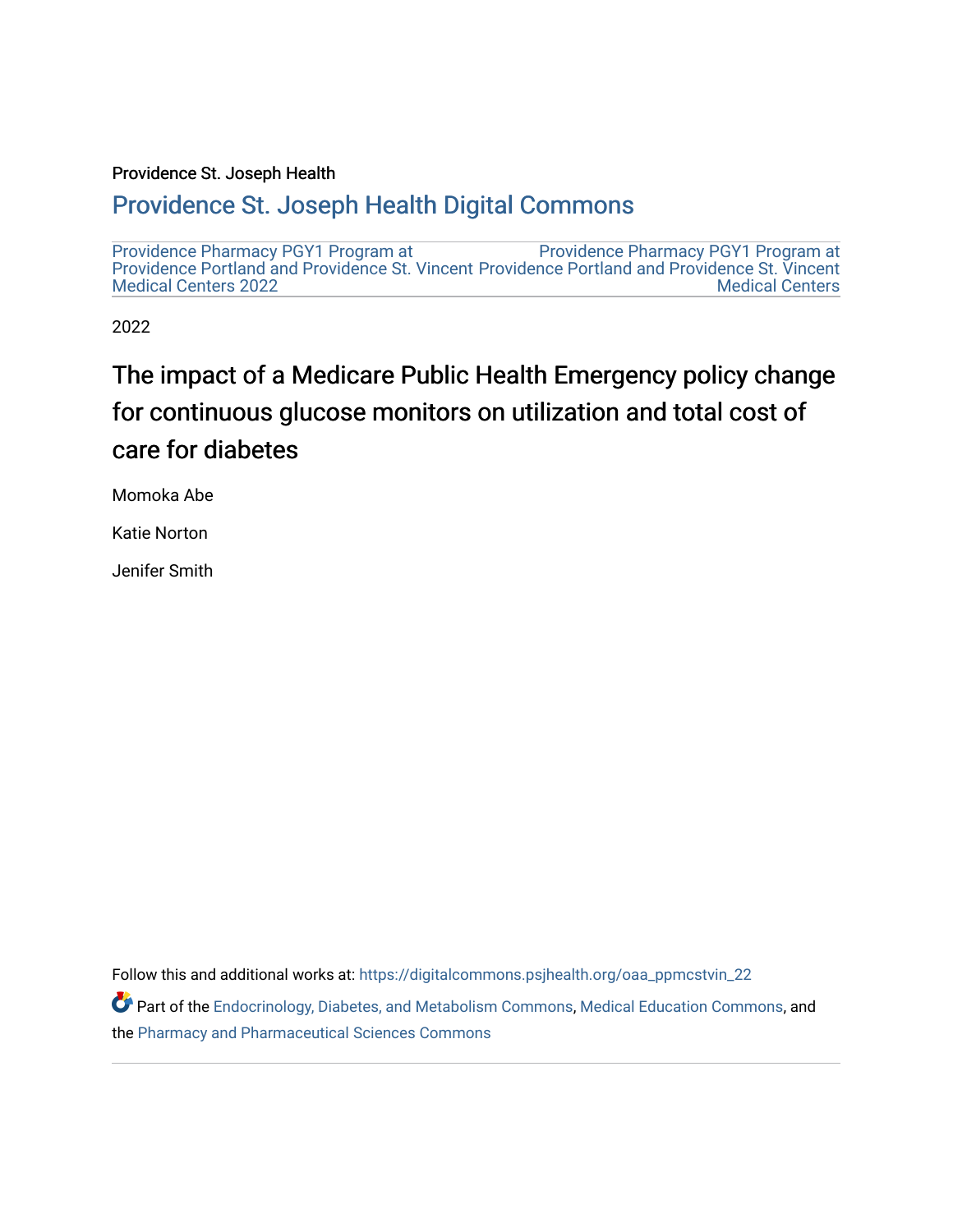Providence St. Joseph Health

## Providence St. Joseph Health Digital Commons

Providence Pharmacy PGY1 Program at Providence Portland and Providence St. Vincent Medical Centers 2022

Providence Pharmacy PGY1 Program at Providence Portland and Providence St. Vincent Medical Centers

2022

# The impact of a Medicare Public Health Emergency policy change for continuous glucose monitors on utilization and total cost of care for diabetes

Momoka Abe

Katie Norton

Jenifer Smith

Follow this and additional works at: https://digitalcommons.psjhealth.org/oaa_ppmcstvin_22

Part of the Endocrinology, Diabetes, and Metabolism Commons, Medical Education Commons, and the Pharmacy and Pharmaceutical Sciences Commons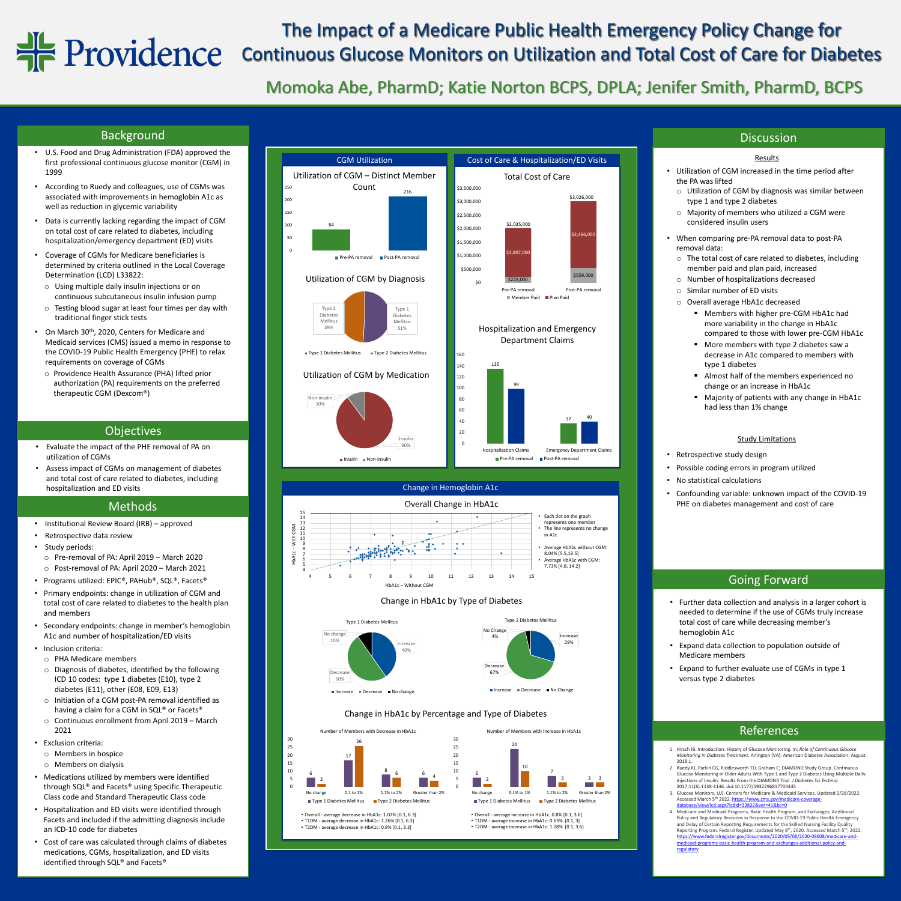# The Impact of a Medicare Public Health Emergency Policy Change for Continuous Glucose Monitors on Utilization and Total Cost of Care for Diabetes

Providence

## Momoka Abe, PharmD; Katie Norton BCPS, DPLA; Jenifer Smith, PharmD, BCPS

## Background

- U.S. Food and Drug Administration (FDA) approved the first professional continuous glucose monitor (CGM) in 1999
- According to Ruedy and colleagues, use of CGMs was associated with improvements in hemoglobin A1c as well as reduction in glycemic variability
- Data is currently lacking regarding the impact of CGM on total cost of care related to diabetes, including hospitalization/emergency department (ED) visits
- Coverage of CGMs for Medicare beneficiaries is determined by criteria outlined in the Local Coverage Determination (LCD) L33822:
  - Using multiple daily insulin injections or on continuous subcutaneous insulin infusion pump
  - Testing blood sugar at least four times per day with traditional finger stick tests
- On March 30th, 2020, Centers for Medicare and Medicaid services (CMS) issued a memo in response to the COVID-19 Public Health Emergency (PHE) to relax requirements on coverage of CGMs
  - Providence Health Assurance (PHA) lifted prior authorization (PA) requirements on the preferred therapeutic CGM (Dexcom®)

## Objectives

- Evaluate the impact of the PHE removal of PA on utilization of CGMs
- Assess impact of CGMs on management of diabetes and total cost of care related to diabetes, including hospitalization and ED visits

## Methods

- Institutional Review Board (IRB) – approved
- Retrospective data review
- Study periods:
  - Pre-removal of PA: April 2019 – March 2020
  - Post-removal of PA: April 2020 – March 2021
- Programs utilized: EPIC®, PAHub®, SQL®, Facets®
- Primary endpoints: change in utilization of CGM and total cost of care related to diabetes to the health plan and members
- Secondary endpoints: change in member's hemoglobin A1c and number of hospitalization/ED visits
- Inclusion criteria:
  - PHA Medicare members
  - Diagnosis of diabetes, identified by the following ICD 10 codes: type 1 diabetes (E10), type 2 diabetes (E11), other (E08, E09, E13)
  - Initiation of a CGM post-PA removal identified as having a claim for a CGM in SQL® or Facets®
  - Continuous enrollment from April 2019 – March 2021
- Exclusion criteria:
  - Members in hospice
  - Members on dialysis
- Medications utilized by members were identified through SQL® and Facets® using Specific Therapeutic Class code and Standard Therapeutic Class code
- Hospitalization and ED visits were identified through Facets and included if the admitting diagnosis include an ICD-10 code for diabetes
- Cost of care was calculated through claims of diabetes medications, CGMs, hospitalization, and ED visits identified through SQL® and Facets®

## CGM Utilization

Utilization of CGM – Distinct Member Count

250, 200, 150, 100, 50, 0

84

216

Pre-PA removal   Post-PA removal

Utilization of CGM by Diagnosis

Type 2 Diabetes Mellitus 49%

Type 1 Diabetes Mellitus 51%

Type 1 Diabetes Mellitus   Type 2 Diabetes Mellitus

Utilization of CGM by Medication

Non-insulin 10%

Insulin 90%

Insulin   Non-insulin

## Cost of Care & Hospitalization/ED Visits

Total Cost of Care

$3,500,000, $3,000,000, $2,500,000, $2,000,000, $1,500,000, $1,000,000, $500,000, $0

$2,035,000

$1,807,000

$228,000

$3,026,000

$2,466,000

$559,000

Pre-PA removal   Post-PA removal

Member Paid   Plan Paid

Hospitalization and Emergency Department Claims

160, 140, 120, 100, 80, 60, 40, 20, 0

135   99

37   40

Hospitalization Claims   Emergency Department Claims

Pre-PA removal   Post-PA removal

## Change in Hemoglobin A1c

Overall Change in HbA1c

HbA1c – With CGM

HbA1c – Without CGM

4, 5, 6, 7, 8, 9, 10, 11, 12, 13, 14, 15

- Each dot on the graph represents one member
- The line represents no change in A1c
- Average HbA1c without CGM: 8.04% [5.5,13.5]
- Average HbA1c with CGM: 7.73% [4.8, 14.2]

Change in HbA1c by Type of Diabetes

Type 1 Diabetes Mellitus

No change 10%

Increase 40%

Decrease 50%

Increase   Decrease   No change

Type 2 Diabetes Mellitus

No Change 4%

Increase 29%

Decrease 67%

Increase   Decrease   No Change

Change in HbA1c by Percentage and Type of Diabetes

Number of Members with Decrease in HbA1c

30, 25, 20, 15, 10, 5, 0

No change: 6, 2

0.1 to 1%: 17, 26

1.1% to 2%: 8, 6

Greater than 2%: 6, 4

Type 1 Diabetes Mellitus   Type 2 Diabetes Mellitus

- Overall - average decrease in HbA1c: 1.07% [0.1, 6.3]
- T1DM - average decrease in HbA1c: 1.26% [0.1, 6.3]
- T2DM - average decrease in HbA1c: 0.9% [0.1, 3.2]

Number of Members with Increase in HbA1c

30, 25, 20, 15, 10, 5, 0

No change: 6, 2

0.1% to 1%: 24, 10

1.1% to 2%: 7, 3

Greater than 2%: 3, 3

Type 1 Diabetes Mellitus   Type 2 Diabetes Mellitus

- Overall - average increase in HbA1c: 0.8% [0.1, 3.6]
- T1DM - average increase in HbA1c: 0.63% [0.1, 3]
- T2DM - average increase in HbA1c: 1.08% [0.1, 3.6]

## Discussion

### Results

- Utilization of CGM increased in the time period after the PA was lifted
  - Utilization of CGM by diagnosis was similar between type 1 and type 2 diabetes
  - Majority of members who utilized a CGM were considered insulin users
- When comparing pre-PA removal data to post-PA removal data:
  - The total cost of care related to diabetes, including member paid and plan paid, increased
  - Number of hospitalizations decreased
  - Similar number of ED visits
  - Overall average HbA1c decreased
    - Members with higher pre-CGM HbA1c had more variability in the change in HbA1c compared to those with lower pre-CGM HbA1c
    - More members with type 2 diabetes saw a decrease in A1c compared to members with type 1 diabetes
    - Almost half of the members experienced no change or an increase in HbA1c
    - Majority of patients with any change in HbA1c had less than 1% change

### Study Limitations

- Retrospective study design
- Possible coding errors in program utilized
- No statistical calculations
- Confounding variable: unknown impact of the COVID-19 PHE on diabetes management and cost of care

## Going Forward

- Further data collection and analysis in a larger cohort is needed to determine if the use of CGMs truly increase total cost of care while decreasing member's hemoglobin A1c
- Expand data collection to population outside of Medicare members
- Expand to further evaluate use of CGMs in type 1 versus type 2 diabetes

## References

1. Hirsch IB. Introduction: History of Glucose Monitoring. In: *Role of Continuous Glucose Monitoring in Diabetes Treatment*. Arlington (VA): American Diabetes Association; August 2018.1.
2. Ruedy KJ, Parkin CG, Riddlesworth TD, Graham C; DIAMOND Study Group. Continuous Glucose Monitoring in Older Adults With Type 1 and Type 2 Diabetes Using Multiple Daily Injections of Insulin: Results From the DIAMOND Trial. *J Diabetes Sci Technol.* 2017;11(6):1138-1146. doi:10.1177/1932296817704445
3. Glucose Monitors. U.S. Centers for Medicare & Medicaid Services. Updated 2/28/2022. Accessed March 5th 2022. https://www.cms.gov/medicare-coverage-database/view/lcd.aspx?lcdid=33822&ver=41&bc=0
4. Medicare and Medicaid Programs, Basic Health Program, and Exchanges; Additional Policy and Regulatory Revisions in Response to the COVID-19 Public Health Emergency and Delay of Certain Reporting Requirements for the Skilled Nursing Facility Quality Reporting Program. Federal Register. Updated May 8th, 2020. Accessed March 5th, 2022. https://www.federalregister.gov/documents/2020/05/08/2020-09608/medicare-and-medicaid-programs-basic-health-program-and-exchanges-additional-policy-and-regulatory